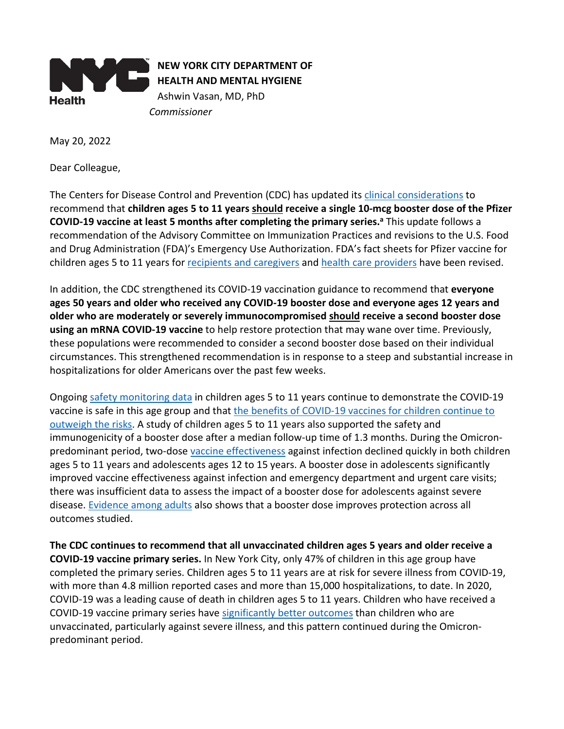**NEW YORK CITY DEPARTMENT OF HEALTH AND MENTAL HYGIENE**
Ashwin Vasan, MD, PhD
*Commissioner*

May 20, 2022

Dear Colleague,

The Centers for Disease Control and Prevention (CDC) has updated its clinical considerations to recommend that **children ages 5 to 11 years should receive a single 10-mcg booster dose of the Pfizer COVID-19 vaccine at least 5 months after completing the primary series.**[a] This update follows a recommendation of the Advisory Committee on Immunization Practices and revisions to the U.S. Food and Drug Administration (FDA)'s Emergency Use Authorization. FDA's fact sheets for Pfizer vaccine for children ages 5 to 11 years for recipients and caregivers and health care providers have been revised.

In addition, the CDC strengthened its COVID-19 vaccination guidance to recommend that **everyone ages 50 years and older who received any COVID-19 booster dose and everyone ages 12 years and older who are moderately or severely immunocompromised should receive a second booster dose using an mRNA COVID-19 vaccine** to help restore protection that may wane over time. Previously, these populations were recommended to consider a second booster dose based on their individual circumstances. This strengthened recommendation is in response to a steep and substantial increase in hospitalizations for older Americans over the past few weeks.

Ongoing safety monitoring data in children ages 5 to 11 years continue to demonstrate the COVID-19 vaccine is safe in this age group and that the benefits of COVID-19 vaccines for children continue to outweigh the risks. A study of children ages 5 to 11 years also supported the safety and immunogenicity of a booster dose after a median follow-up time of 1.3 months. During the Omicron-predominant period, two-dose vaccine effectiveness against infection declined quickly in both children ages 5 to 11 years and adolescents ages 12 to 15 years. A booster dose in adolescents significantly improved vaccine effectiveness against infection and emergency department and urgent care visits; there was insufficient data to assess the impact of a booster dose for adolescents against severe disease. Evidence among adults also shows that a booster dose improves protection across all outcomes studied.

**The CDC continues to recommend that all unvaccinated children ages 5 years and older receive a COVID-19 vaccine primary series.** In New York City, only 47% of children in this age group have completed the primary series. Children ages 5 to 11 years are at risk for severe illness from COVID-19, with more than 4.8 million reported cases and more than 15,000 hospitalizations, to date. In 2020, COVID-19 was a leading cause of death in children ages 5 to 11 years. Children who have received a COVID-19 vaccine primary series have significantly better outcomes than children who are unvaccinated, particularly against severe illness, and this pattern continued during the Omicron-predominant period.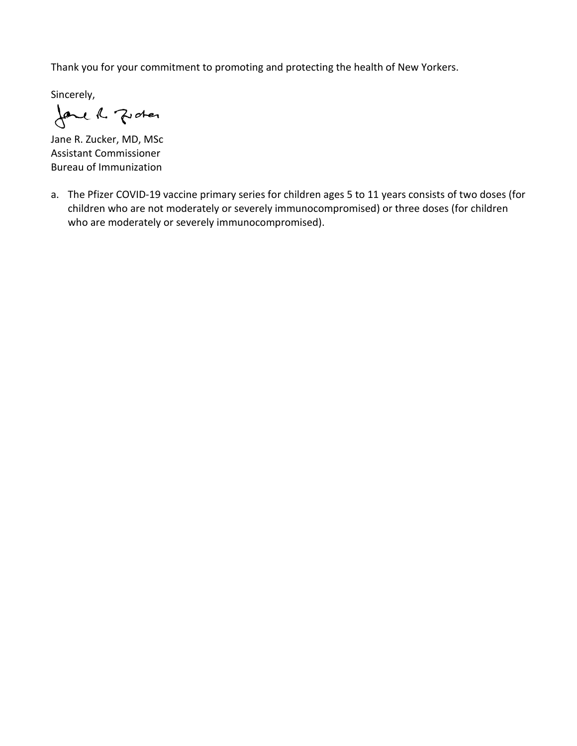Thank you for your commitment to promoting and protecting the health of New Yorkers.

Sincerely,

Jane R. Zucker, MD, MSc
Assistant Commissioner
Bureau of Immunization

a. The Pfizer COVID-19 vaccine primary series for children ages 5 to 11 years consists of two doses (for children who are not moderately or severely immunocompromised) or three doses (for children who are moderately or severely immunocompromised).